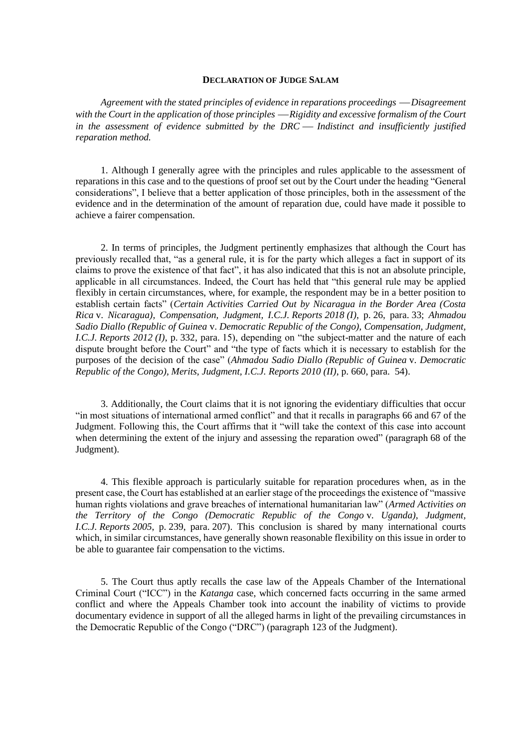# DECLARATION OF JUDGE SALAM

*Agreement with the stated principles of evidence in reparations proceedings — Disagreement with the Court in the application of those principles — Rigidity and excessive formalism of the Court in the assessment of evidence submitted by the DRC — Indistinct and insufficiently justified reparation method.*

1. Although I generally agree with the principles and rules applicable to the assessment of reparations in this case and to the questions of proof set out by the Court under the heading "General considerations", I believe that a better application of those principles, both in the assessment of the evidence and in the determination of the amount of reparation due, could have made it possible to achieve a fairer compensation.

2. In terms of principles, the Judgment pertinently emphasizes that although the Court has previously recalled that, "as a general rule, it is for the party which alleges a fact in support of its claims to prove the existence of that fact", it has also indicated that this is not an absolute principle, applicable in all circumstances. Indeed, the Court has held that "this general rule may be applied flexibly in certain circumstances, where, for example, the respondent may be in a better position to establish certain facts" (*Certain Activities Carried Out by Nicaragua in the Border Area (Costa Rica* v. *Nicaragua), Compensation, Judgment, I.C.J. Reports 2018 (I)*, p. 26, para. 33; *Ahmadou Sadio Diallo (Republic of Guinea* v. *Democratic Republic of the Congo), Compensation, Judgment, I.C.J. Reports 2012 (I)*, p. 332, para. 15), depending on "the subject-matter and the nature of each dispute brought before the Court" and "the type of facts which it is necessary to establish for the purposes of the decision of the case" (*Ahmadou Sadio Diallo (Republic of Guinea* v. *Democratic Republic of the Congo), Merits, Judgment, I.C.J. Reports 2010 (II)*, p. 660, para. 54).

3. Additionally, the Court claims that it is not ignoring the evidentiary difficulties that occur "in most situations of international armed conflict" and that it recalls in paragraphs 66 and 67 of the Judgment. Following this, the Court affirms that it "will take the context of this case into account when determining the extent of the injury and assessing the reparation owed" (paragraph 68 of the Judgment).

4. This flexible approach is particularly suitable for reparation procedures when, as in the present case, the Court has established at an earlier stage of the proceedings the existence of "massive human rights violations and grave breaches of international humanitarian law" (*Armed Activities on the Territory of the Congo (Democratic Republic of the Congo* v. *Uganda), Judgment, I.C.J. Reports 2005*, p. 239, para. 207). This conclusion is shared by many international courts which, in similar circumstances, have generally shown reasonable flexibility on this issue in order to be able to guarantee fair compensation to the victims.

5. The Court thus aptly recalls the case law of the Appeals Chamber of the International Criminal Court ("ICC") in the *Katanga* case, which concerned facts occurring in the same armed conflict and where the Appeals Chamber took into account the inability of victims to provide documentary evidence in support of all the alleged harms in light of the prevailing circumstances in the Democratic Republic of the Congo ("DRC") (paragraph 123 of the Judgment).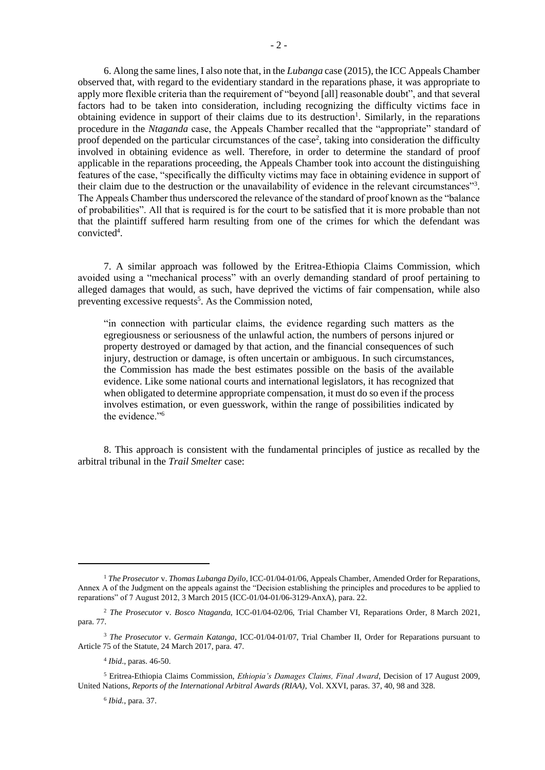6. Along the same lines, I also note that, in the *Lubanga* case (2015), the ICC Appeals Chamber observed that, with regard to the evidentiary standard in the reparations phase, it was appropriate to apply more flexible criteria than the requirement of "beyond [all] reasonable doubt", and that several factors had to be taken into consideration, including recognizing the difficulty victims face in obtaining evidence in support of their claims due to its destruction[1]. Similarly, in the reparations procedure in the *Ntaganda* case, the Appeals Chamber recalled that the "appropriate" standard of proof depended on the particular circumstances of the case[2], taking into consideration the difficulty involved in obtaining evidence as well. Therefore, in order to determine the standard of proof applicable in the reparations proceeding, the Appeals Chamber took into account the distinguishing features of the case, "specifically the difficulty victims may face in obtaining evidence in support of their claim due to the destruction or the unavailability of evidence in the relevant circumstances"[3]. The Appeals Chamber thus underscored the relevance of the standard of proof known as the "balance of probabilities". All that is required is for the court to be satisfied that it is more probable than not that the plaintiff suffered harm resulting from one of the crimes for which the defendant was convicted[4].

7. A similar approach was followed by the Eritrea-Ethiopia Claims Commission, which avoided using a "mechanical process" with an overly demanding standard of proof pertaining to alleged damages that would, as such, have deprived the victims of fair compensation, while also preventing excessive requests[5]. As the Commission noted,

> "in connection with particular claims, the evidence regarding such matters as the egregiousness or seriousness of the unlawful action, the numbers of persons injured or property destroyed or damaged by that action, and the financial consequences of such injury, destruction or damage, is often uncertain or ambiguous. In such circumstances, the Commission has made the best estimates possible on the basis of the available evidence. Like some national courts and international legislators, it has recognized that when obligated to determine appropriate compensation, it must do so even if the process involves estimation, or even guesswork, within the range of possibilities indicated by the evidence."[6]

8. This approach is consistent with the fundamental principles of justice as recalled by the arbitral tribunal in the *Trail Smelter* case:

---

[1] *The Prosecutor* v. *Thomas Lubanga Dyilo*, ICC-01/04-01/06, Appeals Chamber, Amended Order for Reparations, Annex A of the Judgment on the appeals against the "Decision establishing the principles and procedures to be applied to reparations" of 7 August 2012, 3 March 2015 (ICC-01/04-01/06-3129-AnxA), para. 22.

[2] *The Prosecutor* v. *Bosco Ntaganda*, ICC-01/04-02/06, Trial Chamber VI, Reparations Order, 8 March 2021, para. 77.

[3] *The Prosecutor* v. *Germain Katanga*, ICC-01/04-01/07, Trial Chamber II, Order for Reparations pursuant to Article 75 of the Statute, 24 March 2017, para. 47.

[4] *Ibid*., paras. 46-50.

[5] Eritrea-Ethiopia Claims Commission, *Ethiopia's Damages Claims, Final Award*, Decision of 17 August 2009, United Nations, *Reports of the International Arbitral Awards (RIAA)*, Vol. XXVI, paras. 37, 40, 98 and 328.

[6] *Ibid.*, para. 37.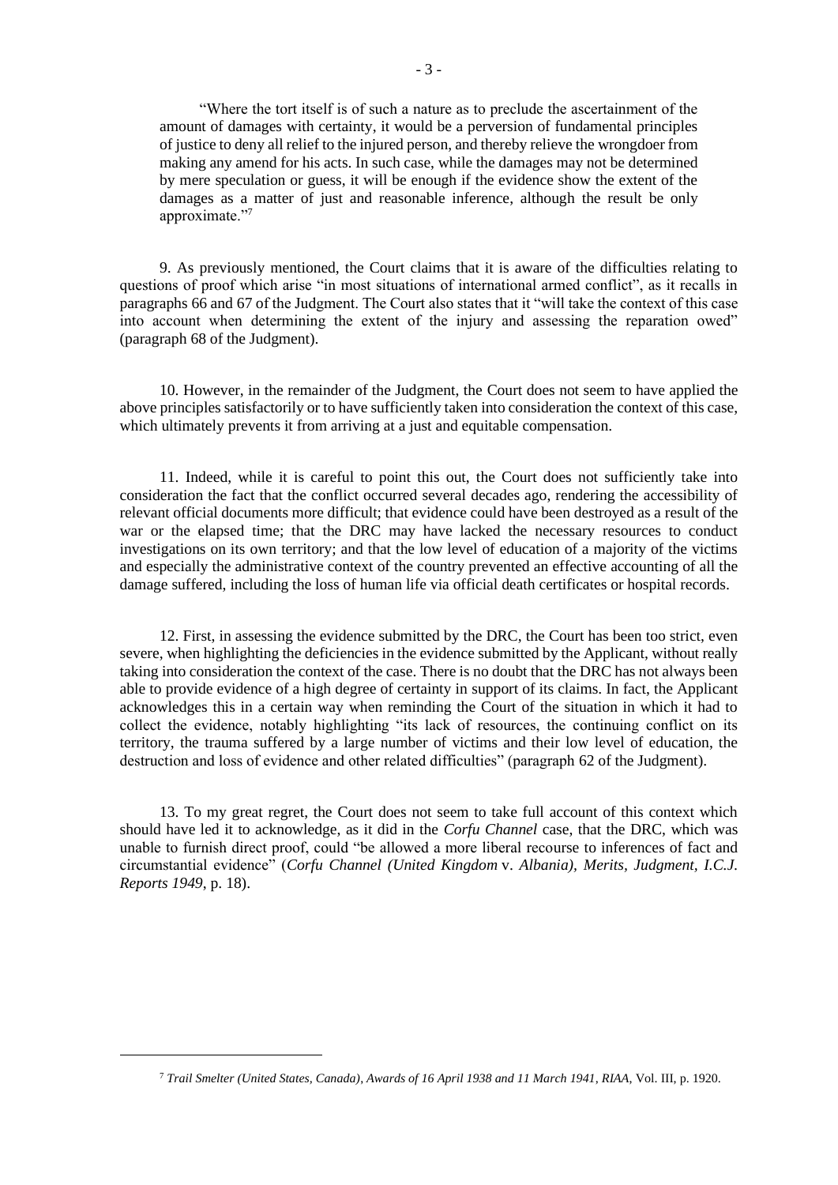> "Where the tort itself is of such a nature as to preclude the ascertainment of the amount of damages with certainty, it would be a perversion of fundamental principles of justice to deny all relief to the injured person, and thereby relieve the wrongdoer from making any amend for his acts. In such case, while the damages may not be determined by mere speculation or guess, it will be enough if the evidence show the extent of the damages as a matter of just and reasonable inference, although the result be only approximate."[7]

9. As previously mentioned, the Court claims that it is aware of the difficulties relating to questions of proof which arise "in most situations of international armed conflict", as it recalls in paragraphs 66 and 67 of the Judgment. The Court also states that it "will take the context of this case into account when determining the extent of the injury and assessing the reparation owed" (paragraph 68 of the Judgment).

10. However, in the remainder of the Judgment, the Court does not seem to have applied the above principles satisfactorily or to have sufficiently taken into consideration the context of this case, which ultimately prevents it from arriving at a just and equitable compensation.

11. Indeed, while it is careful to point this out, the Court does not sufficiently take into consideration the fact that the conflict occurred several decades ago, rendering the accessibility of relevant official documents more difficult; that evidence could have been destroyed as a result of the war or the elapsed time; that the DRC may have lacked the necessary resources to conduct investigations on its own territory; and that the low level of education of a majority of the victims and especially the administrative context of the country prevented an effective accounting of all the damage suffered, including the loss of human life via official death certificates or hospital records.

12. First, in assessing the evidence submitted by the DRC, the Court has been too strict, even severe, when highlighting the deficiencies in the evidence submitted by the Applicant, without really taking into consideration the context of the case. There is no doubt that the DRC has not always been able to provide evidence of a high degree of certainty in support of its claims. In fact, the Applicant acknowledges this in a certain way when reminding the Court of the situation in which it had to collect the evidence, notably highlighting "its lack of resources, the continuing conflict on its territory, the trauma suffered by a large number of victims and their low level of education, the destruction and loss of evidence and other related difficulties" (paragraph 62 of the Judgment).

13. To my great regret, the Court does not seem to take full account of this context which should have led it to acknowledge, as it did in the *Corfu Channel* case, that the DRC, which was unable to furnish direct proof, could "be allowed a more liberal recourse to inferences of fact and circumstantial evidence" (*Corfu Channel (United Kingdom* v. *Albania), Merits, Judgment, I.C.J. Reports 1949*, p. 18).

---

[7] *Trail Smelter (United States, Canada), Awards of 16 April 1938 and 11 March 1941, RIAA*, Vol. III, p. 1920.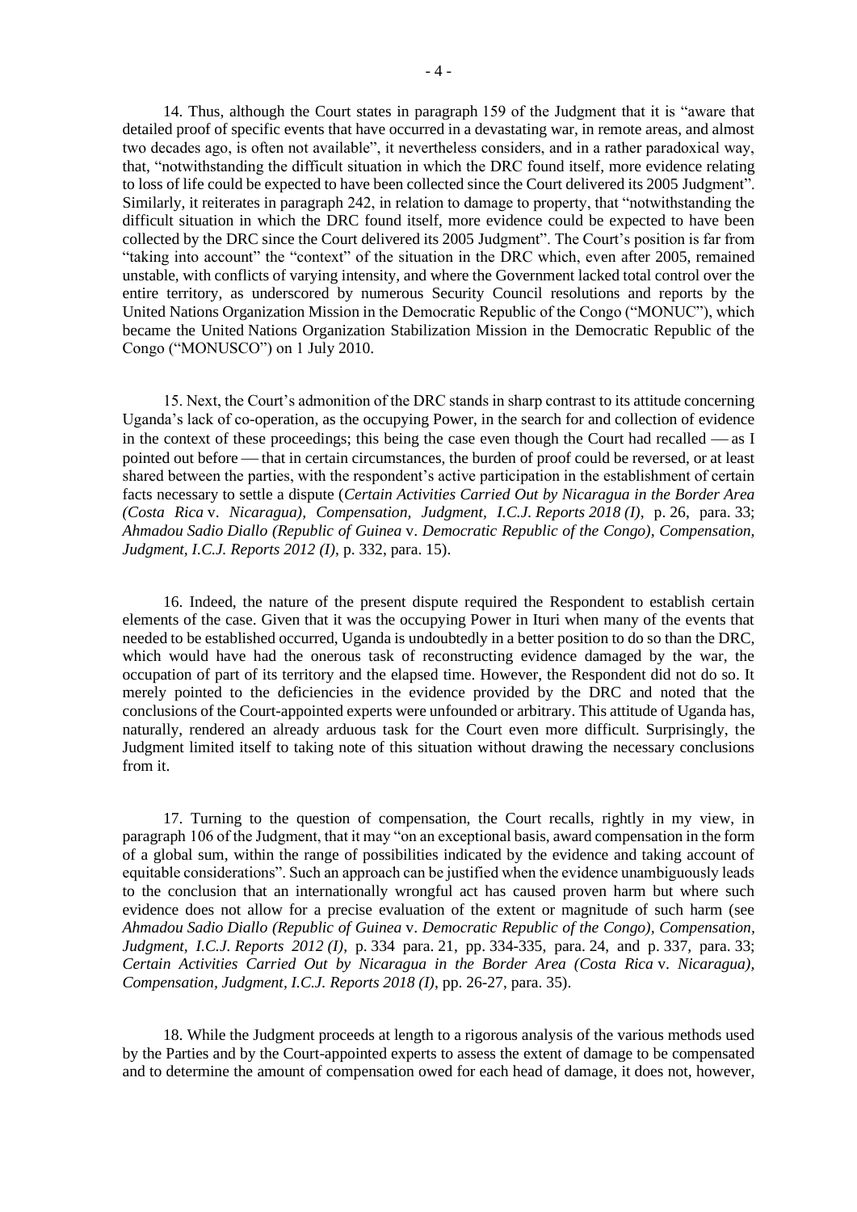14. Thus, although the Court states in paragraph 159 of the Judgment that it is "aware that detailed proof of specific events that have occurred in a devastating war, in remote areas, and almost two decades ago, is often not available", it nevertheless considers, and in a rather paradoxical way, that, "notwithstanding the difficult situation in which the DRC found itself, more evidence relating to loss of life could be expected to have been collected since the Court delivered its 2005 Judgment". Similarly, it reiterates in paragraph 242, in relation to damage to property, that "notwithstanding the difficult situation in which the DRC found itself, more evidence could be expected to have been collected by the DRC since the Court delivered its 2005 Judgment". The Court's position is far from "taking into account" the "context" of the situation in the DRC which, even after 2005, remained unstable, with conflicts of varying intensity, and where the Government lacked total control over the entire territory, as underscored by numerous Security Council resolutions and reports by the United Nations Organization Mission in the Democratic Republic of the Congo ("MONUC"), which became the United Nations Organization Stabilization Mission in the Democratic Republic of the Congo ("MONUSCO") on 1 July 2010.

15. Next, the Court's admonition of the DRC stands in sharp contrast to its attitude concerning Uganda's lack of co-operation, as the occupying Power, in the search for and collection of evidence in the context of these proceedings; this being the case even though the Court had recalled — as I pointed out before — that in certain circumstances, the burden of proof could be reversed, or at least shared between the parties, with the respondent's active participation in the establishment of certain facts necessary to settle a dispute (*Certain Activities Carried Out by Nicaragua in the Border Area (Costa Rica* v. *Nicaragua), Compensation, Judgment, I.C.J. Reports 2018 (I)*, p. 26, para. 33; *Ahmadou Sadio Diallo (Republic of Guinea* v. *Democratic Republic of the Congo), Compensation, Judgment, I.C.J. Reports 2012 (I)*, p. 332, para. 15).

16. Indeed, the nature of the present dispute required the Respondent to establish certain elements of the case. Given that it was the occupying Power in Ituri when many of the events that needed to be established occurred, Uganda is undoubtedly in a better position to do so than the DRC, which would have had the onerous task of reconstructing evidence damaged by the war, the occupation of part of its territory and the elapsed time. However, the Respondent did not do so. It merely pointed to the deficiencies in the evidence provided by the DRC and noted that the conclusions of the Court-appointed experts were unfounded or arbitrary. This attitude of Uganda has, naturally, rendered an already arduous task for the Court even more difficult. Surprisingly, the Judgment limited itself to taking note of this situation without drawing the necessary conclusions from it.

17. Turning to the question of compensation, the Court recalls, rightly in my view, in paragraph 106 of the Judgment, that it may "on an exceptional basis, award compensation in the form of a global sum, within the range of possibilities indicated by the evidence and taking account of equitable considerations". Such an approach can be justified when the evidence unambiguously leads to the conclusion that an internationally wrongful act has caused proven harm but where such evidence does not allow for a precise evaluation of the extent or magnitude of such harm (see *Ahmadou Sadio Diallo (Republic of Guinea* v. *Democratic Republic of the Congo), Compensation, Judgment, I.C.J. Reports 2012 (I)*, p. 334 para. 21, pp. 334-335, para. 24, and p. 337, para. 33; *Certain Activities Carried Out by Nicaragua in the Border Area (Costa Rica* v. *Nicaragua), Compensation, Judgment, I.C.J. Reports 2018 (I)*, pp. 26-27, para. 35).

18. While the Judgment proceeds at length to a rigorous analysis of the various methods used by the Parties and by the Court-appointed experts to assess the extent of damage to be compensated and to determine the amount of compensation owed for each head of damage, it does not, however,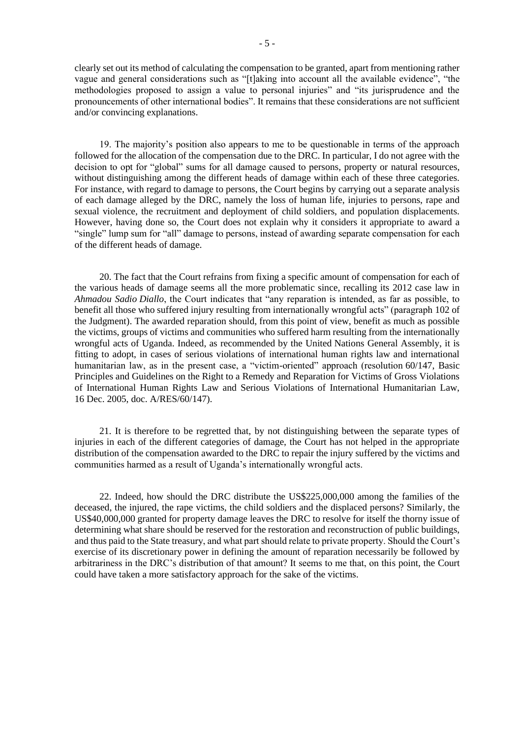clearly set out its method of calculating the compensation to be granted, apart from mentioning rather vague and general considerations such as "[t]aking into account all the available evidence", "the methodologies proposed to assign a value to personal injuries" and "its jurisprudence and the pronouncements of other international bodies". It remains that these considerations are not sufficient and/or convincing explanations.

19. The majority's position also appears to me to be questionable in terms of the approach followed for the allocation of the compensation due to the DRC. In particular, I do not agree with the decision to opt for "global" sums for all damage caused to persons, property or natural resources, without distinguishing among the different heads of damage within each of these three categories. For instance, with regard to damage to persons, the Court begins by carrying out a separate analysis of each damage alleged by the DRC, namely the loss of human life, injuries to persons, rape and sexual violence, the recruitment and deployment of child soldiers, and population displacements. However, having done so, the Court does not explain why it considers it appropriate to award a "single" lump sum for "all" damage to persons, instead of awarding separate compensation for each of the different heads of damage.

20. The fact that the Court refrains from fixing a specific amount of compensation for each of the various heads of damage seems all the more problematic since, recalling its 2012 case law in *Ahmadou Sadio Diallo*, the Court indicates that "any reparation is intended, as far as possible, to benefit all those who suffered injury resulting from internationally wrongful acts" (paragraph 102 of the Judgment). The awarded reparation should, from this point of view, benefit as much as possible the victims, groups of victims and communities who suffered harm resulting from the internationally wrongful acts of Uganda. Indeed, as recommended by the United Nations General Assembly, it is fitting to adopt, in cases of serious violations of international human rights law and international humanitarian law, as in the present case, a "victim-oriented" approach (resolution 60/147, Basic Principles and Guidelines on the Right to a Remedy and Reparation for Victims of Gross Violations of International Human Rights Law and Serious Violations of International Humanitarian Law, 16 Dec. 2005, doc. A/RES/60/147).

21. It is therefore to be regretted that, by not distinguishing between the separate types of injuries in each of the different categories of damage, the Court has not helped in the appropriate distribution of the compensation awarded to the DRC to repair the injury suffered by the victims and communities harmed as a result of Uganda's internationally wrongful acts.

22. Indeed, how should the DRC distribute the US$225,000,000 among the families of the deceased, the injured, the rape victims, the child soldiers and the displaced persons? Similarly, the US$40,000,000 granted for property damage leaves the DRC to resolve for itself the thorny issue of determining what share should be reserved for the restoration and reconstruction of public buildings, and thus paid to the State treasury, and what part should relate to private property. Should the Court's exercise of its discretionary power in defining the amount of reparation necessarily be followed by arbitrariness in the DRC's distribution of that amount? It seems to me that, on this point, the Court could have taken a more satisfactory approach for the sake of the victims.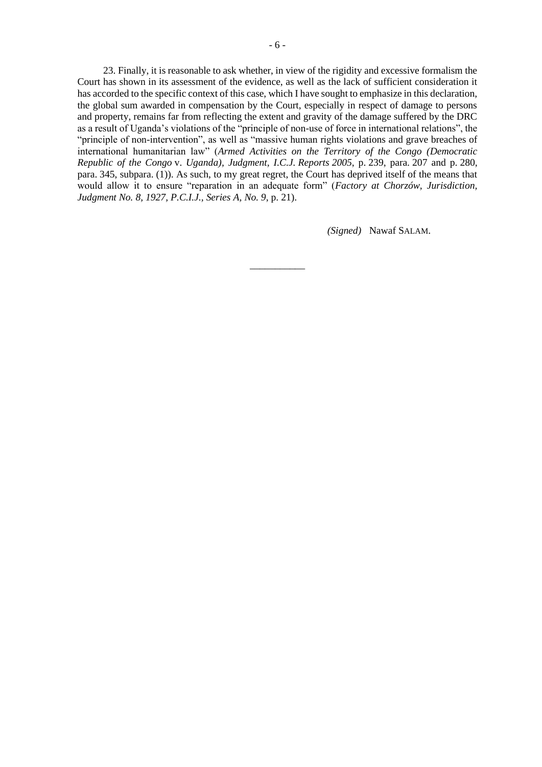23. Finally, it is reasonable to ask whether, in view of the rigidity and excessive formalism the Court has shown in its assessment of the evidence, as well as the lack of sufficient consideration it has accorded to the specific context of this case, which I have sought to emphasize in this declaration, the global sum awarded in compensation by the Court, especially in respect of damage to persons and property, remains far from reflecting the extent and gravity of the damage suffered by the DRC as a result of Uganda's violations of the "principle of non-use of force in international relations", the "principle of non-intervention", as well as "massive human rights violations and grave breaches of international humanitarian law" (*Armed Activities on the Territory of the Congo (Democratic Republic of the Congo* v. *Uganda), Judgment, I.C.J. Reports 2005*, p. 239, para. 207 and p. 280, para. 345, subpara. (1)). As such, to my great regret, the Court has deprived itself of the means that would allow it to ensure "reparation in an adequate form" (*Factory at Chorzów, Jurisdiction, Judgment No. 8, 1927, P.C.I.J., Series A, No. 9*, p. 21).

*(Signed)* Nawaf SALAM.

___________